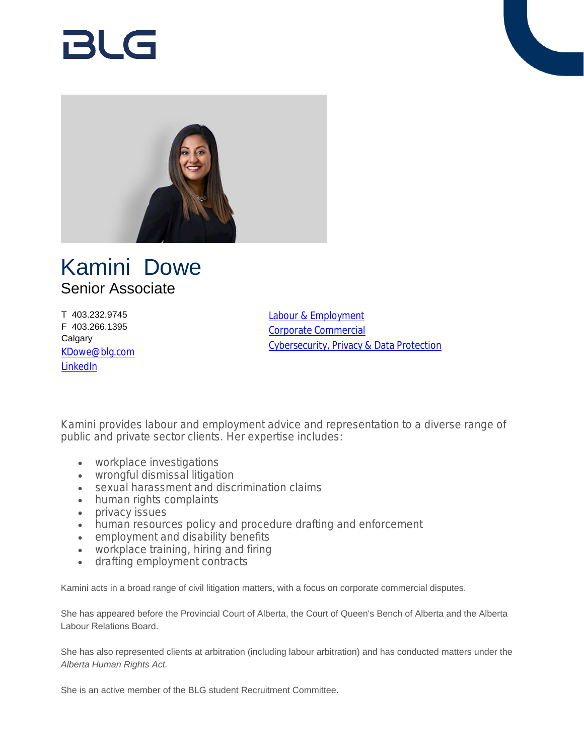# Kamini Dowe

## Senior Associate

T 403.232.9745
F 403.266.1395
Calgary
[KDowe@blg.com](mailto:KDowe@blg.com)
LinkedIn

Labour & Employment
Corporate Commercial
Cybersecurity, Privacy & Data Protection

Kamini provides labour and employment advice and representation to a diverse range of public and private sector clients. Her expertise includes:

- workplace investigations
- wrongful dismissal litigation
- sexual harassment and discrimination claims
- human rights complaints
- privacy issues
- human resources policy and procedure drafting and enforcement
- employment and disability benefits
- workplace training, hiring and firing
- drafting employment contracts

Kamini acts in a broad range of civil litigation matters, with a focus on corporate commercial disputes.

She has appeared before the Provincial Court of Alberta, the Court of Queen's Bench of Alberta and the Alberta Labour Relations Board.

She has also represented clients at arbitration (including labour arbitration) and has conducted matters under the *Alberta Human Rights Act.*

She is an active member of the BLG student Recruitment Committee.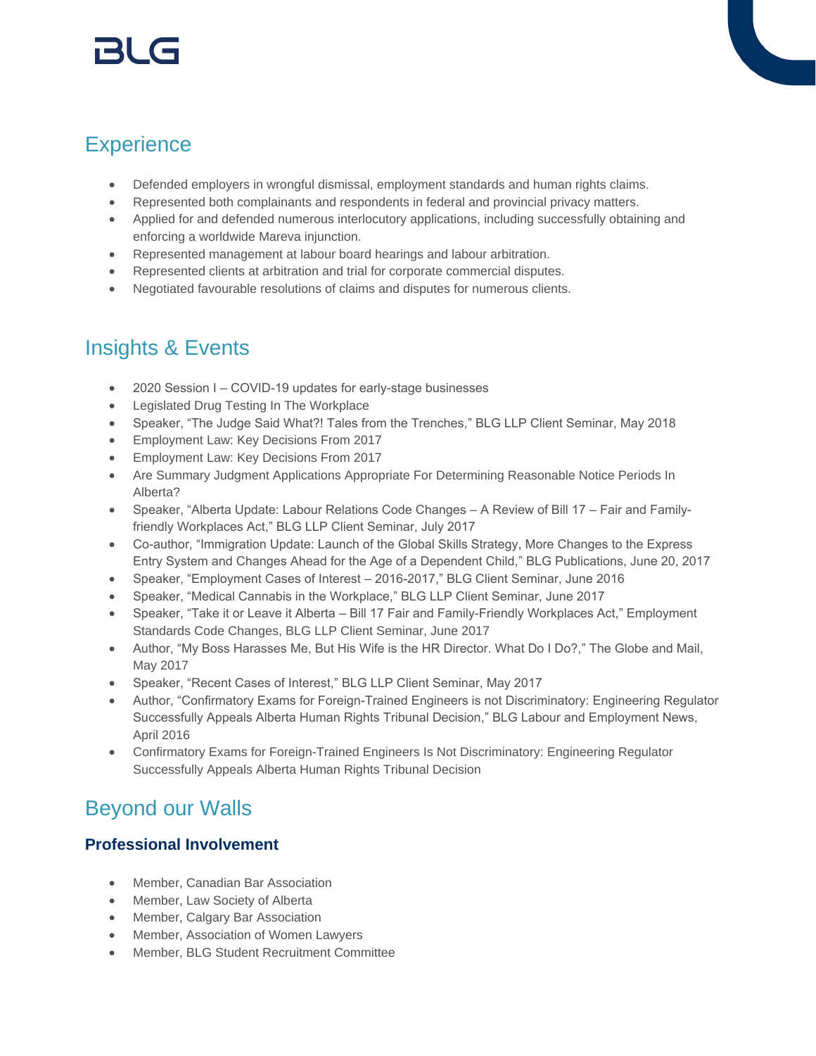## Experience

- Defended employers in wrongful dismissal, employment standards and human rights claims.
- Represented both complainants and respondents in federal and provincial privacy matters.
- Applied for and defended numerous interlocutory applications, including successfully obtaining and enforcing a worldwide Mareva injunction.
- Represented management at labour board hearings and labour arbitration.
- Represented clients at arbitration and trial for corporate commercial disputes.
- Negotiated favourable resolutions of claims and disputes for numerous clients.

## Insights & Events

- 2020 Session I – COVID-19 updates for early-stage businesses
- Legislated Drug Testing In The Workplace
- Speaker, "The Judge Said What?! Tales from the Trenches," BLG LLP Client Seminar, May 2018
- Employment Law: Key Decisions From 2017
- Employment Law: Key Decisions From 2017
- Are Summary Judgment Applications Appropriate For Determining Reasonable Notice Periods In Alberta?
- Speaker, "Alberta Update: Labour Relations Code Changes – A Review of Bill 17 – Fair and Family-friendly Workplaces Act," BLG LLP Client Seminar, July 2017
- Co-author, "Immigration Update: Launch of the Global Skills Strategy, More Changes to the Express Entry System and Changes Ahead for the Age of a Dependent Child," BLG Publications, June 20, 2017
- Speaker, "Employment Cases of Interest – 2016-2017," BLG Client Seminar, June 2016
- Speaker, "Medical Cannabis in the Workplace," BLG LLP Client Seminar, June 2017
- Speaker, "Take it or Leave it Alberta – Bill 17 Fair and Family-Friendly Workplaces Act," Employment Standards Code Changes, BLG LLP Client Seminar, June 2017
- Author, "My Boss Harasses Me, But His Wife is the HR Director. What Do I Do?," The Globe and Mail, May 2017
- Speaker, "Recent Cases of Interest," BLG LLP Client Seminar, May 2017
- Author, "Confirmatory Exams for Foreign-Trained Engineers is not Discriminatory: Engineering Regulator Successfully Appeals Alberta Human Rights Tribunal Decision," BLG Labour and Employment News, April 2016
- Confirmatory Exams for Foreign-Trained Engineers Is Not Discriminatory: Engineering Regulator Successfully Appeals Alberta Human Rights Tribunal Decision

## Beyond our Walls

### Professional Involvement

- Member, Canadian Bar Association
- Member, Law Society of Alberta
- Member, Calgary Bar Association
- Member, Association of Women Lawyers
- Member, BLG Student Recruitment Committee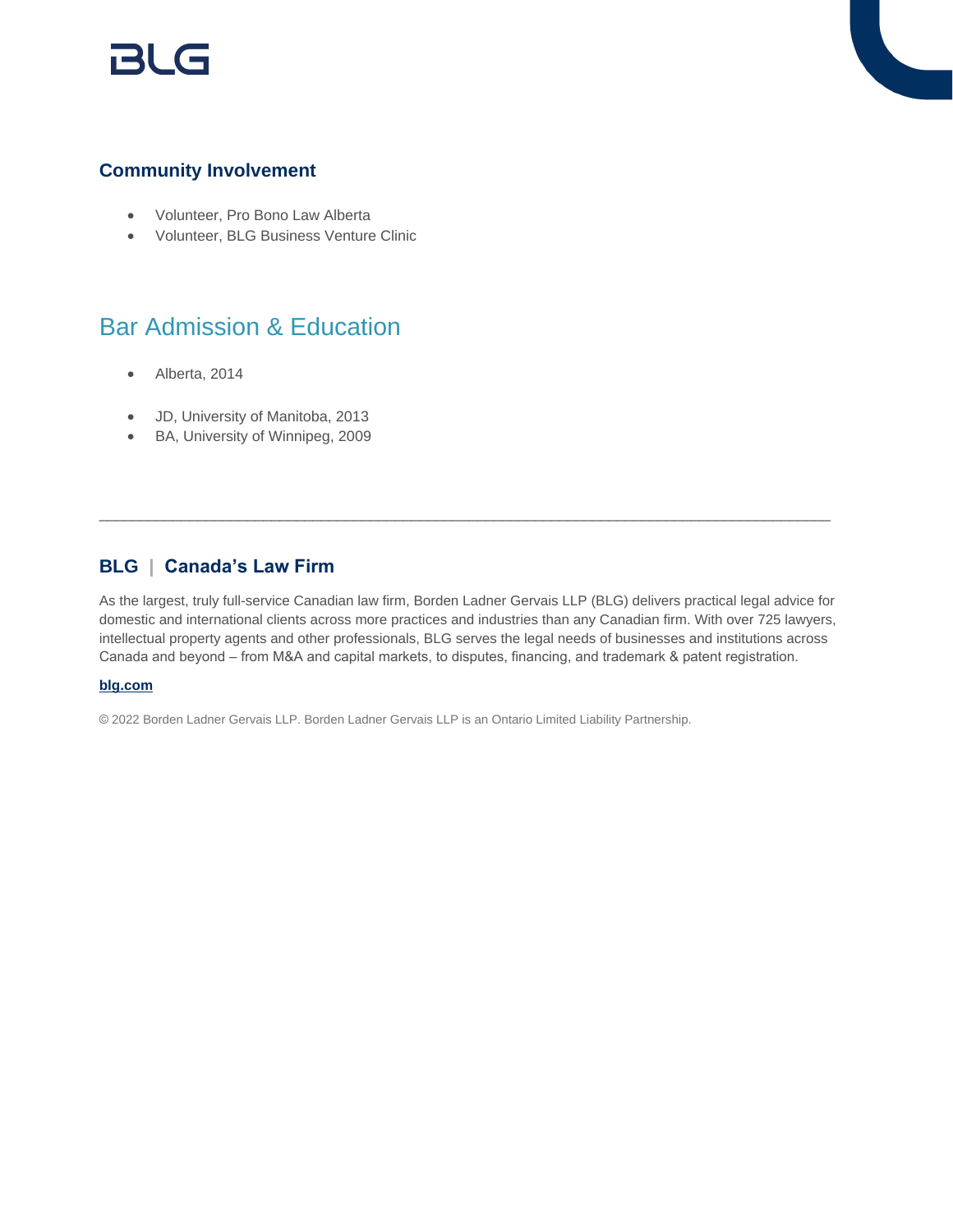### Community Involvement

- Volunteer, Pro Bono Law Alberta
- Volunteer, BLG Business Venture Clinic

## Bar Admission & Education

- Alberta, 2014

- JD, University of Manitoba, 2013
- BA, University of Winnipeg, 2009

---

### BLG | Canada's Law Firm

As the largest, truly full-service Canadian law firm, Borden Ladner Gervais LLP (BLG) delivers practical legal advice for domestic and international clients across more practices and industries than any Canadian firm. With over 725 lawyers, intellectual property agents and other professionals, BLG serves the legal needs of businesses and institutions across Canada and beyond – from M&A and capital markets, to disputes, financing, and trademark & patent registration.

**blg.com**

© 2022 Borden Ladner Gervais LLP. Borden Ladner Gervais LLP is an Ontario Limited Liability Partnership.